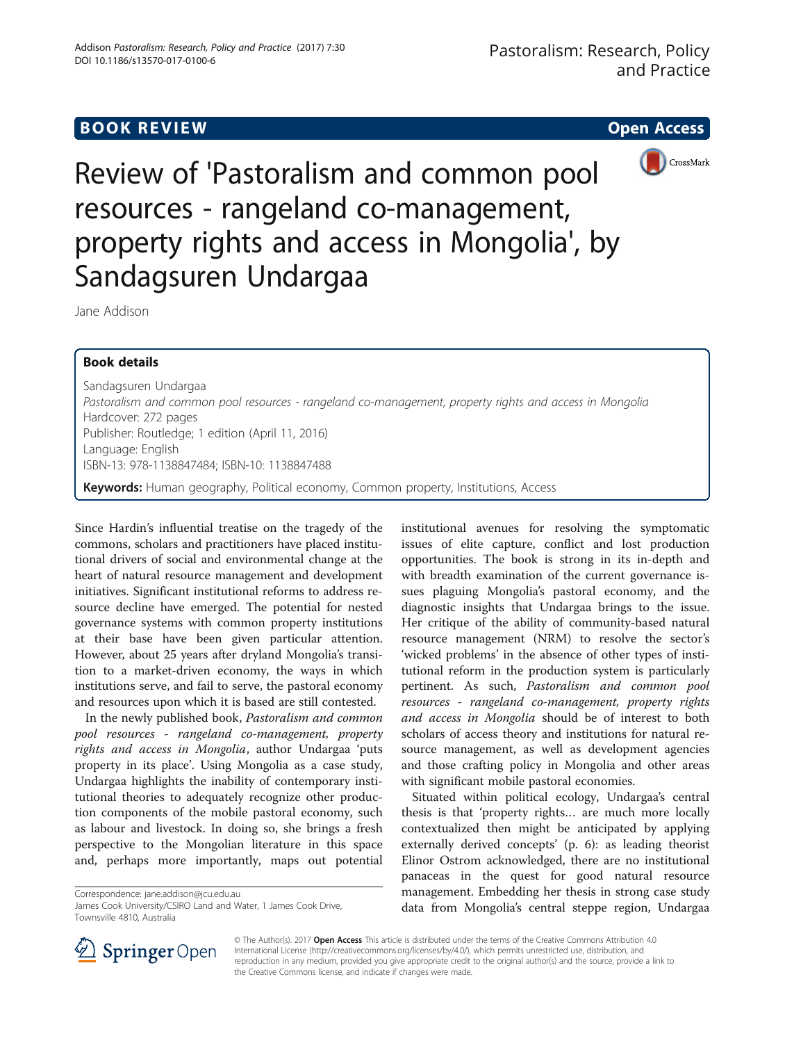**BOOK REVIEW** **Open Access**

# Review of 'Pastoralism and common pool resources - rangeland co-management, property rights and access in Mongolia', by Sandagsuren Undargaa

Jane Addison

**Book details**

Sandagsuren Undargaa
*Pastoralism and common pool resources - rangeland co-management, property rights and access in Mongolia*
Hardcover: 272 pages
Publisher: Routledge; 1 edition (April 11, 2016)
Language: English
ISBN-13: 978-1138847484; ISBN-10: 1138847488

**Keywords:** Human geography, Political economy, Common property, Institutions, Access

Since Hardin's influential treatise on the tragedy of the commons, scholars and practitioners have placed institutional drivers of social and environmental change at the heart of natural resource management and development initiatives. Significant institutional reforms to address resource decline have emerged. The potential for nested governance systems with common property institutions at their base have been given particular attention. However, about 25 years after dryland Mongolia's transition to a market-driven economy, the ways in which institutions serve, and fail to serve, the pastoral economy and resources upon which it is based are still contested.

In the newly published book, *Pastoralism and common pool resources - rangeland co-management, property rights and access in Mongolia*, author Undargaa 'puts property in its place'. Using Mongolia as a case study, Undargaa highlights the inability of contemporary institutional theories to adequately recognize other production components of the mobile pastoral economy, such as labour and livestock. In doing so, she brings a fresh perspective to the Mongolian literature in this space and, perhaps more importantly, maps out potential institutional avenues for resolving the symptomatic issues of elite capture, conflict and lost production opportunities. The book is strong in its in-depth and with breadth examination of the current governance issues plaguing Mongolia's pastoral economy, and the diagnostic insights that Undargaa brings to the issue. Her critique of the ability of community-based natural resource management (NRM) to resolve the sector's 'wicked problems' in the absence of other types of institutional reform in the production system is particularly pertinent. As such, *Pastoralism and common pool resources - rangeland co-management, property rights and access in Mongolia* should be of interest to both scholars of access theory and institutions for natural resource management, as well as development agencies and those crafting policy in Mongolia and other areas with significant mobile pastoral economies.

Situated within political ecology, Undargaa's central thesis is that 'property rights… are much more locally contextualized then might be anticipated by applying externally derived concepts' (p. 6): as leading theorist Elinor Ostrom acknowledged, there are no institutional panaceas in the quest for good natural resource management. Embedding her thesis in strong case study data from Mongolia's central steppe region, Undargaa

Correspondence: jane.addison@jcu.edu.au
James Cook University/CSIRO Land and Water, 1 James Cook Drive, Townsville 4810, Australia

© The Author(s). 2017 **Open Access** This article is distributed under the terms of the Creative Commons Attribution 4.0 International License (http://creativecommons.org/licenses/by/4.0/), which permits unrestricted use, distribution, and reproduction in any medium, provided you give appropriate credit to the original author(s) and the source, provide a link to the Creative Commons license, and indicate if changes were made.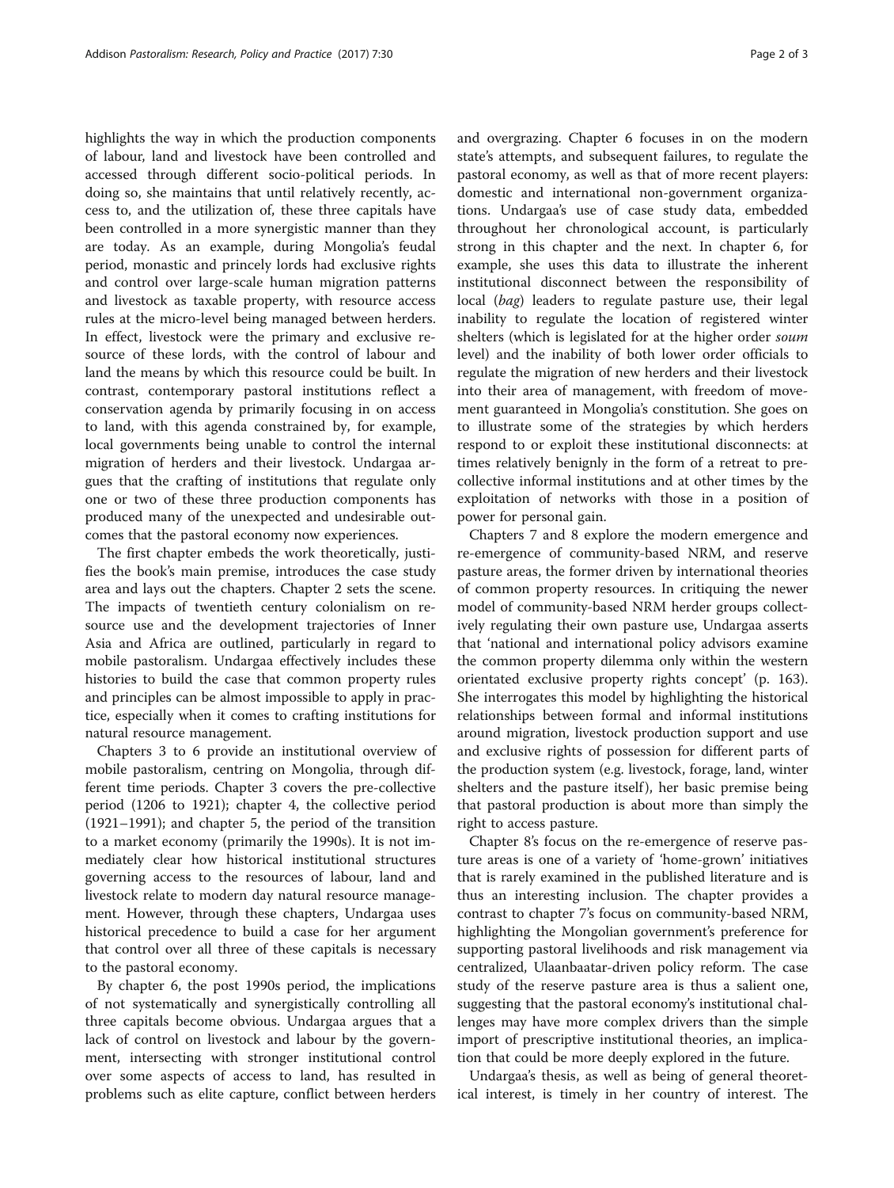highlights the way in which the production components of labour, land and livestock have been controlled and accessed through different socio-political periods. In doing so, she maintains that until relatively recently, access to, and the utilization of, these three capitals have been controlled in a more synergistic manner than they are today. As an example, during Mongolia's feudal period, monastic and princely lords had exclusive rights and control over large-scale human migration patterns and livestock as taxable property, with resource access rules at the micro-level being managed between herders. In effect, livestock were the primary and exclusive resource of these lords, with the control of labour and land the means by which this resource could be built. In contrast, contemporary pastoral institutions reflect a conservation agenda by primarily focusing in on access to land, with this agenda constrained by, for example, local governments being unable to control the internal migration of herders and their livestock. Undargaa argues that the crafting of institutions that regulate only one or two of these three production components has produced many of the unexpected and undesirable outcomes that the pastoral economy now experiences.

The first chapter embeds the work theoretically, justifies the book's main premise, introduces the case study area and lays out the chapters. Chapter 2 sets the scene. The impacts of twentieth century colonialism on resource use and the development trajectories of Inner Asia and Africa are outlined, particularly in regard to mobile pastoralism. Undargaa effectively includes these histories to build the case that common property rules and principles can be almost impossible to apply in practice, especially when it comes to crafting institutions for natural resource management.

Chapters 3 to 6 provide an institutional overview of mobile pastoralism, centring on Mongolia, through different time periods. Chapter 3 covers the pre-collective period (1206 to 1921); chapter 4, the collective period (1921–1991); and chapter 5, the period of the transition to a market economy (primarily the 1990s). It is not immediately clear how historical institutional structures governing access to the resources of labour, land and livestock relate to modern day natural resource management. However, through these chapters, Undargaa uses historical precedence to build a case for her argument that control over all three of these capitals is necessary to the pastoral economy.

By chapter 6, the post 1990s period, the implications of not systematically and synergistically controlling all three capitals become obvious. Undargaa argues that a lack of control on livestock and labour by the government, intersecting with stronger institutional control over some aspects of access to land, has resulted in problems such as elite capture, conflict between herders and overgrazing. Chapter 6 focuses in on the modern state's attempts, and subsequent failures, to regulate the pastoral economy, as well as that of more recent players: domestic and international non-government organizations. Undargaa's use of case study data, embedded throughout her chronological account, is particularly strong in this chapter and the next. In chapter 6, for example, she uses this data to illustrate the inherent institutional disconnect between the responsibility of local (*bag*) leaders to regulate pasture use, their legal inability to regulate the location of registered winter shelters (which is legislated for at the higher order *soum* level) and the inability of both lower order officials to regulate the migration of new herders and their livestock into their area of management, with freedom of movement guaranteed in Mongolia's constitution. She goes on to illustrate some of the strategies by which herders respond to or exploit these institutional disconnects: at times relatively benignly in the form of a retreat to pre-collective informal institutions and at other times by the exploitation of networks with those in a position of power for personal gain.

Chapters 7 and 8 explore the modern emergence and re-emergence of community-based NRM, and reserve pasture areas, the former driven by international theories of common property resources. In critiquing the newer model of community-based NRM herder groups collectively regulating their own pasture use, Undargaa asserts that 'national and international policy advisors examine the common property dilemma only within the western orientated exclusive property rights concept' (p. 163). She interrogates this model by highlighting the historical relationships between formal and informal institutions around migration, livestock production support and use and exclusive rights of possession for different parts of the production system (e.g. livestock, forage, land, winter shelters and the pasture itself), her basic premise being that pastoral production is about more than simply the right to access pasture.

Chapter 8's focus on the re-emergence of reserve pasture areas is one of a variety of 'home-grown' initiatives that is rarely examined in the published literature and is thus an interesting inclusion. The chapter provides a contrast to chapter 7's focus on community-based NRM, highlighting the Mongolian government's preference for supporting pastoral livelihoods and risk management via centralized, Ulaanbaatar-driven policy reform. The case study of the reserve pasture area is thus a salient one, suggesting that the pastoral economy's institutional challenges may have more complex drivers than the simple import of prescriptive institutional theories, an implication that could be more deeply explored in the future.

Undargaa's thesis, as well as being of general theoretical interest, is timely in her country of interest. The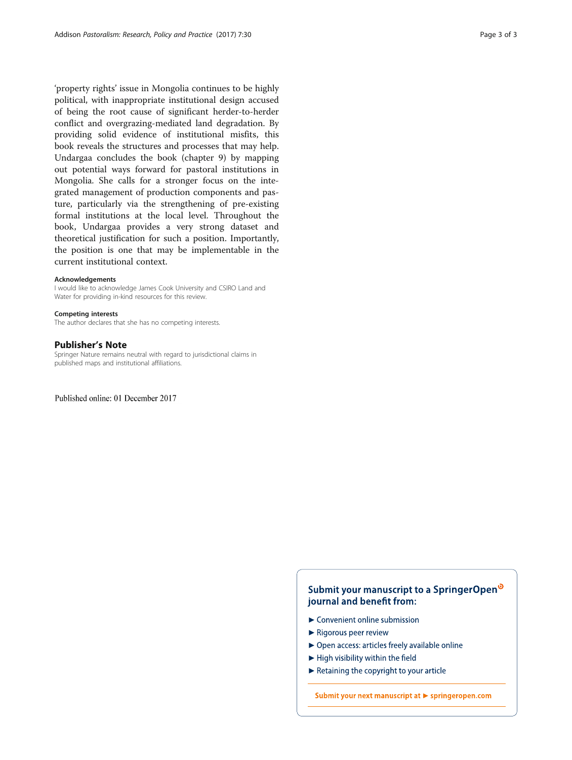'property rights' issue in Mongolia continues to be highly political, with inappropriate institutional design accused of being the root cause of significant herder-to-herder conflict and overgrazing-mediated land degradation. By providing solid evidence of institutional misfits, this book reveals the structures and processes that may help. Undargaa concludes the book (chapter 9) by mapping out potential ways forward for pastoral institutions in Mongolia. She calls for a stronger focus on the integrated management of production components and pasture, particularly via the strengthening of pre-existing formal institutions at the local level. Throughout the book, Undargaa provides a very strong dataset and theoretical justification for such a position. Importantly, the position is one that may be implementable in the current institutional context.

#### Acknowledgements

I would like to acknowledge James Cook University and CSIRO Land and Water for providing in-kind resources for this review.

#### Competing interests

The author declares that she has no competing interests.

### Publisher's Note

Springer Nature remains neutral with regard to jurisdictional claims in published maps and institutional affiliations.

Published online: 01 December 2017

**Submit your manuscript to a SpringerOpen journal and benefit from:**

- ► Convenient online submission
- ► Rigorous peer review
- ► Open access: articles freely available online
- ► High visibility within the field
- ► Retaining the copyright to your article

**Submit your next manuscript at ► springeropen.com**